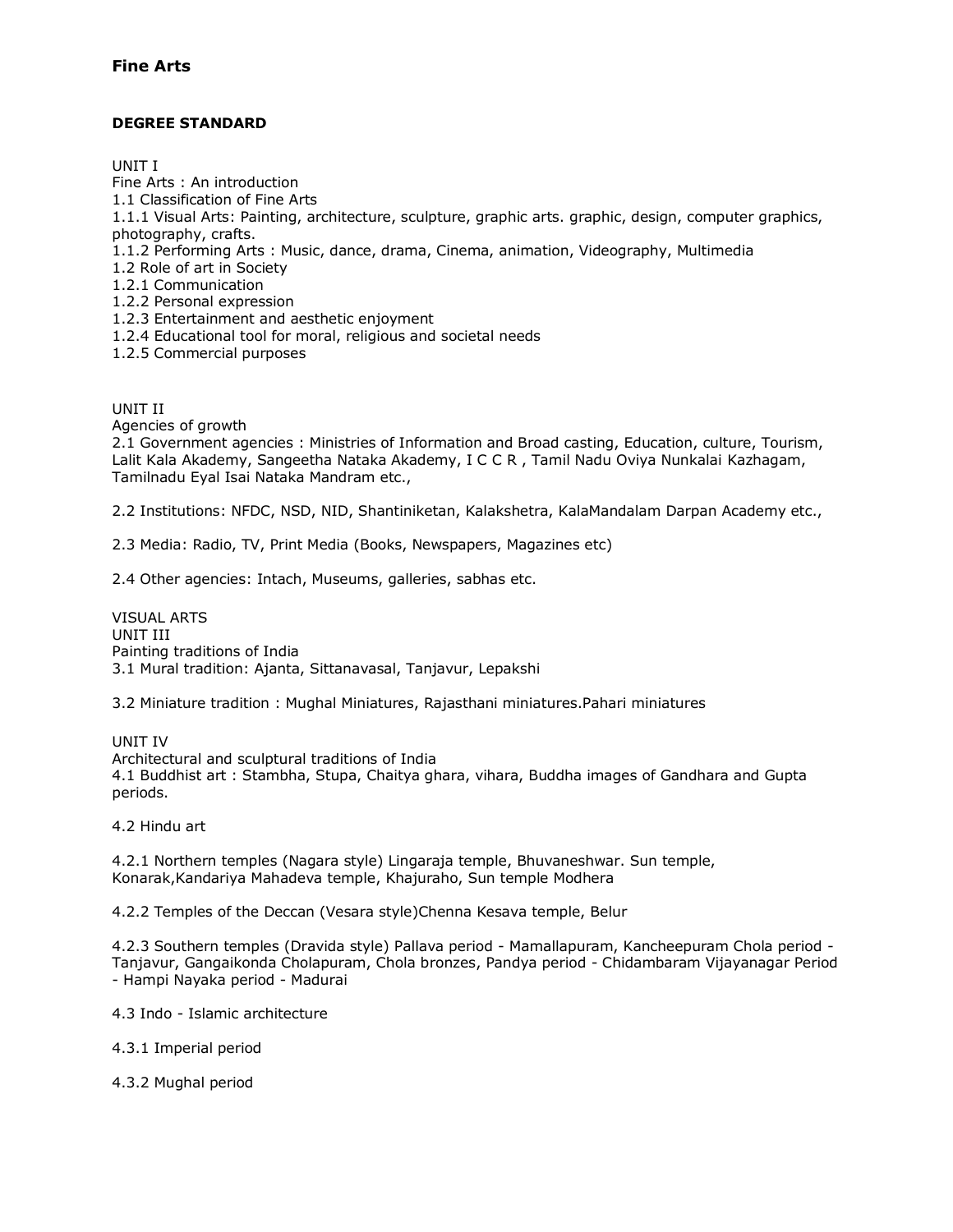# Fine Arts

## DEGREE STANDARD

UNIT I

Fine Arts : An introduction

1.1 Classification of Fine Arts

1.1.1 Visual Arts: Painting, architecture, sculpture, graphic arts. graphic, design, computer graphics, photography, crafts.

1.1.2 Performing Arts : Music, dance, drama, Cinema, animation, Videography, Multimedia

1.2 Role of art in Society

1.2.1 Communication

1.2.2 Personal expression

1.2.3 Entertainment and aesthetic enjoyment

1.2.4 Educational tool for moral, religious and societal needs

1.2.5 Commercial purposes

UNIT II

Agencies of growth

2.1 Government agencies : Ministries of Information and Broad casting, Education, culture, Tourism, Lalit Kala Akademy, Sangeetha Nataka Akademy, I C C R , Tamil Nadu Oviya Nunkalai Kazhagam, Tamilnadu Eyal Isai Nataka Mandram etc.,

2.2 Institutions: NFDC, NSD, NID, Shantiniketan, Kalakshetra, KalaMandalam Darpan Academy etc.,

2.3 Media: Radio, TV, Print Media (Books, Newspapers, Magazines etc)

2.4 Other agencies: Intach, Museums, galleries, sabhas etc.

VISUAL ARTS

UNIT III

Painting traditions of India

3.1 Mural tradition: Ajanta, Sittanavasal, Tanjavur, Lepakshi

3.2 Miniature tradition : Mughal Miniatures, Rajasthani miniatures.Pahari miniatures

UNIT IV

Architectural and sculptural traditions of India

4.1 Buddhist art : Stambha, Stupa, Chaitya ghara, vihara, Buddha images of Gandhara and Gupta periods.

4.2 Hindu art

4.2.1 Northern temples (Nagara style) Lingaraja temple, Bhuvaneshwar. Sun temple, Konarak,Kandariya Mahadeva temple, Khajuraho, Sun temple Modhera

4.2.2 Temples of the Deccan (Vesara style)Chenna Kesava temple, Belur

4.2.3 Southern temples (Dravida style) Pallava period - Mamallapuram, Kancheepuram Chola period - Tanjavur, Gangaikonda Cholapuram, Chola bronzes, Pandya period - Chidambaram Vijayanagar Period - Hampi Nayaka period - Madurai

4.3 Indo - Islamic architecture

4.3.1 Imperial period

4.3.2 Mughal period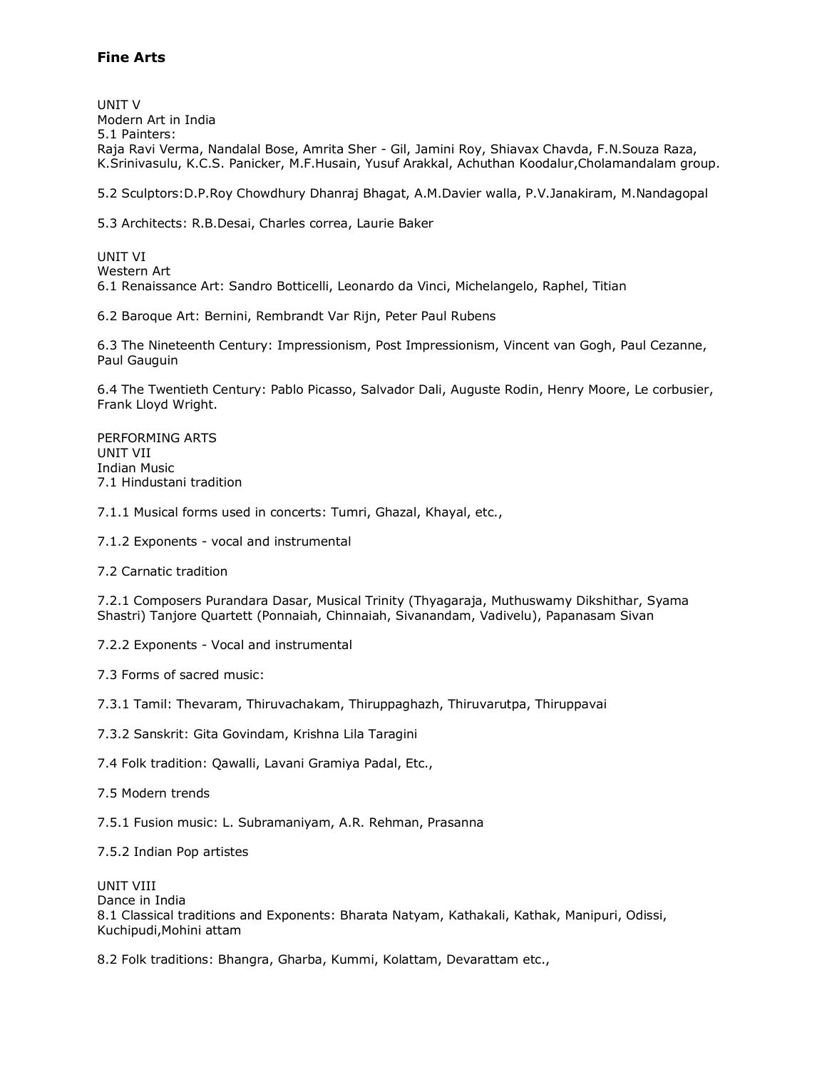**Fine Arts**

UNIT V
Modern Art in India
5.1 Painters:
Raja Ravi Verma, Nandalal Bose, Amrita Sher - Gil, Jamini Roy, Shiavax Chavda, F.N.Souza Raza, K.Srinivasulu, K.C.S. Panicker, M.F.Husain, Yusuf Arakkal, Achuthan Koodalur,Cholamandalam group.

5.2 Sculptors:D.P.Roy Chowdhury Dhanraj Bhagat, A.M.Davier walla, P.V.Janakiram, M.Nandagopal

5.3 Architects: R.B.Desai, Charles correa, Laurie Baker

UNIT VI
Western Art
6.1 Renaissance Art: Sandro Botticelli, Leonardo da Vinci, Michelangelo, Raphel, Titian

6.2 Baroque Art: Bernini, Rembrandt Var Rijn, Peter Paul Rubens

6.3 The Nineteenth Century: Impressionism, Post Impressionism, Vincent van Gogh, Paul Cezanne, Paul Gauguin

6.4 The Twentieth Century: Pablo Picasso, Salvador Dali, Auguste Rodin, Henry Moore, Le corbusier, Frank Lloyd Wright.

PERFORMING ARTS
UNIT VII
Indian Music
7.1 Hindustani tradition

7.1.1 Musical forms used in concerts: Tumri, Ghazal, Khayal, etc.,

7.1.2 Exponents - vocal and instrumental

7.2 Carnatic tradition

7.2.1 Composers Purandara Dasar, Musical Trinity (Thyagaraja, Muthuswamy Dikshithar, Syama Shastri) Tanjore Quartett (Ponnaiah, Chinnaiah, Sivanandam, Vadivelu), Papanasam Sivan

7.2.2 Exponents - Vocal and instrumental

7.3 Forms of sacred music:

7.3.1 Tamil: Thevaram, Thiruvachakam, Thiruppaghazh, Thiruvarutpa, Thiruppavai

7.3.2 Sanskrit: Gita Govindam, Krishna Lila Taragini

7.4 Folk tradition: Qawalli, Lavani Gramiya Padal, Etc.,

7.5 Modern trends

7.5.1 Fusion music: L. Subramaniyam, A.R. Rehman, Prasanna

7.5.2 Indian Pop artistes

UNIT VIII
Dance in India
8.1 Classical traditions and Exponents: Bharata Natyam, Kathakali, Kathak, Manipuri, Odissi, Kuchipudi,Mohini attam

8.2 Folk traditions: Bhangra, Gharba, Kummi, Kolattam, Devarattam etc.,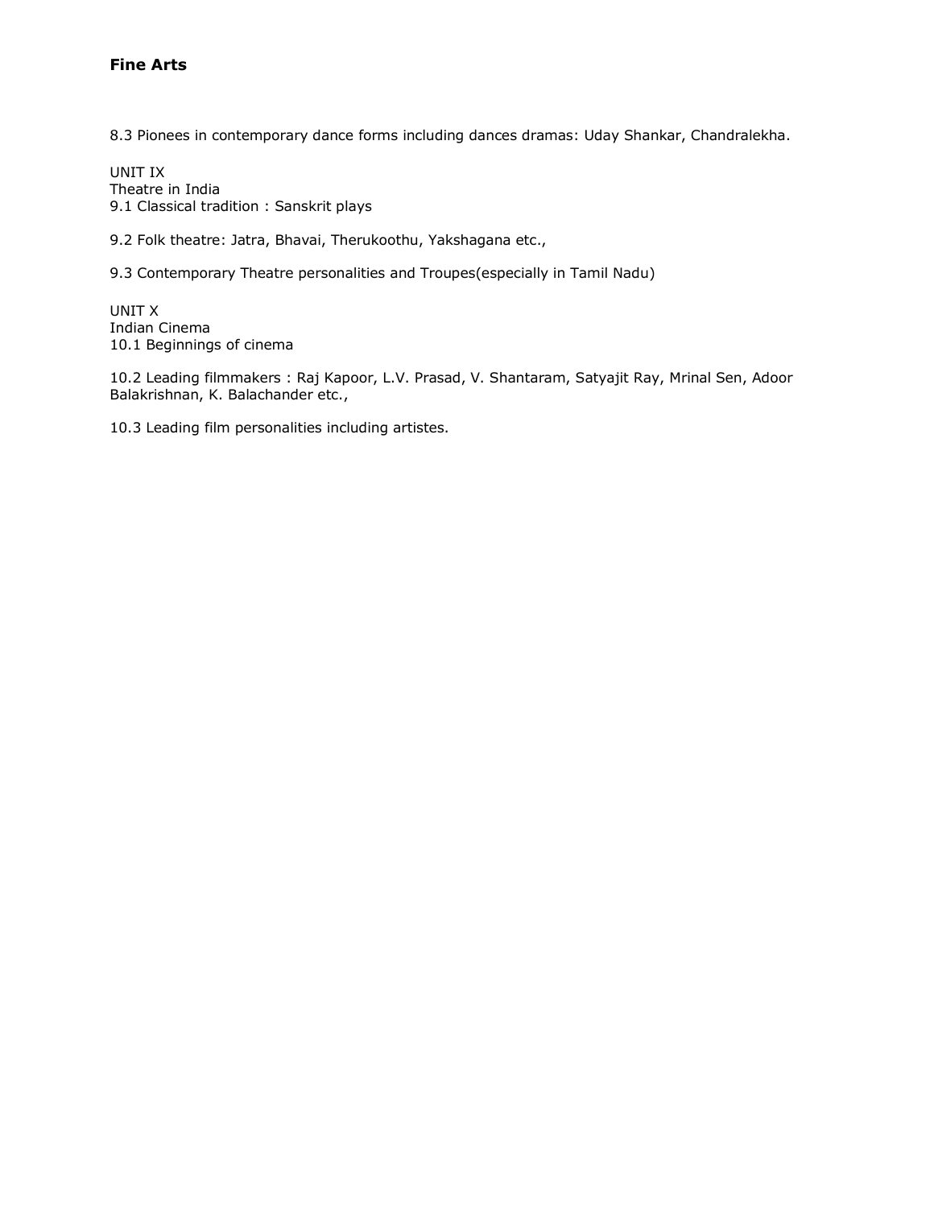8.3 Pionees in contemporary dance forms including dances dramas: Uday Shankar, Chandralekha.

UNIT IX
Theatre in India
9.1 Classical tradition : Sanskrit plays

9.2 Folk theatre: Jatra, Bhavai, Therukoothu, Yakshagana etc.,

9.3 Contemporary Theatre personalities and Troupes(especially in Tamil Nadu)

UNIT X
Indian Cinema
10.1 Beginnings of cinema

10.2 Leading filmmakers : Raj Kapoor, L.V. Prasad, V. Shantaram, Satyajit Ray, Mrinal Sen, Adoor Balakrishnan, K. Balachander etc.,

10.3 Leading film personalities including artistes.